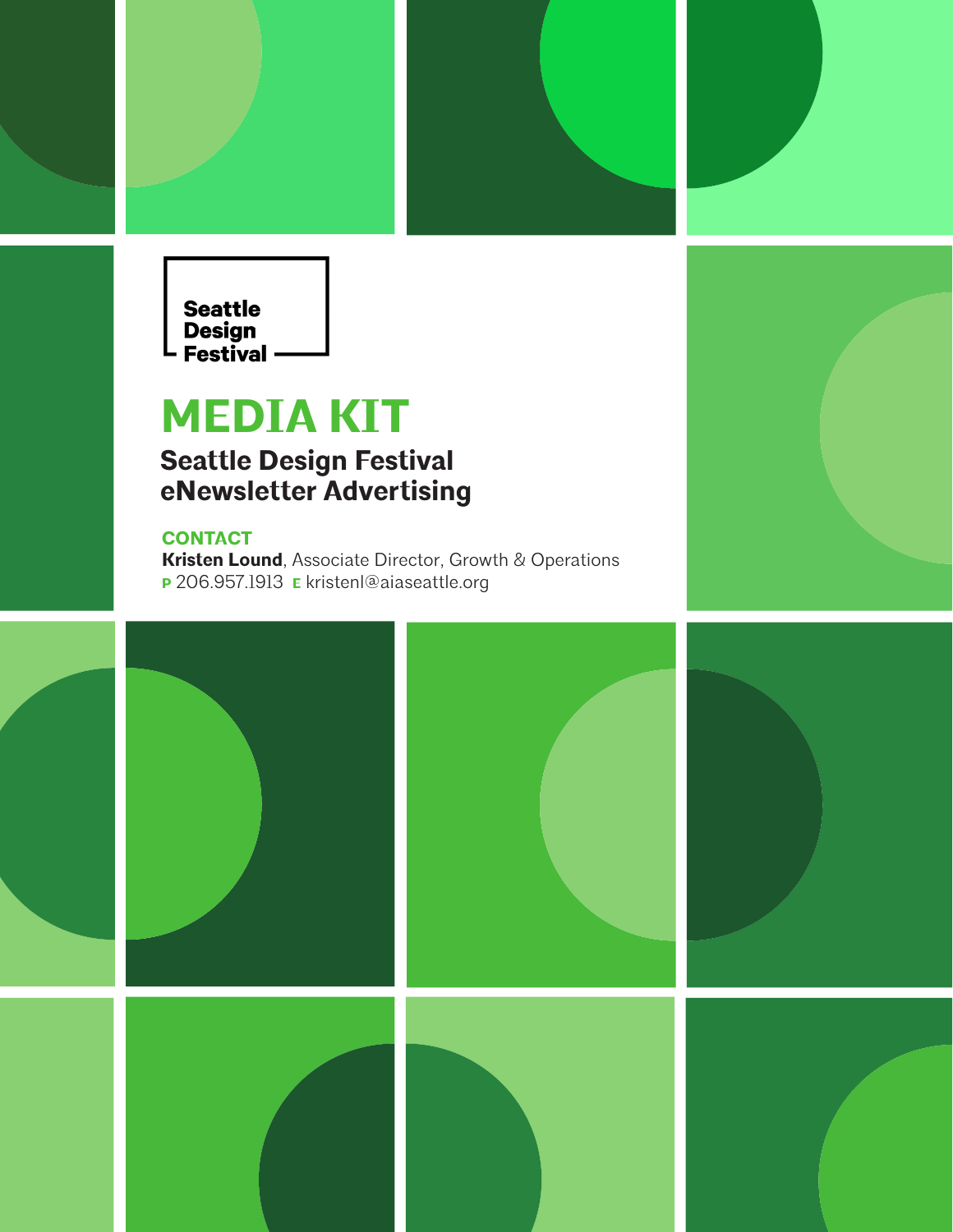Seattle Design Festival

# MEDIA KIT

## Seattle Design Festival eNewsletter Advertising

**CONTACT**

**Kristen Lound**, Associate Director, Growth & Operations

**P** 206.957.1913 **E** kristenl@aiaseattle.org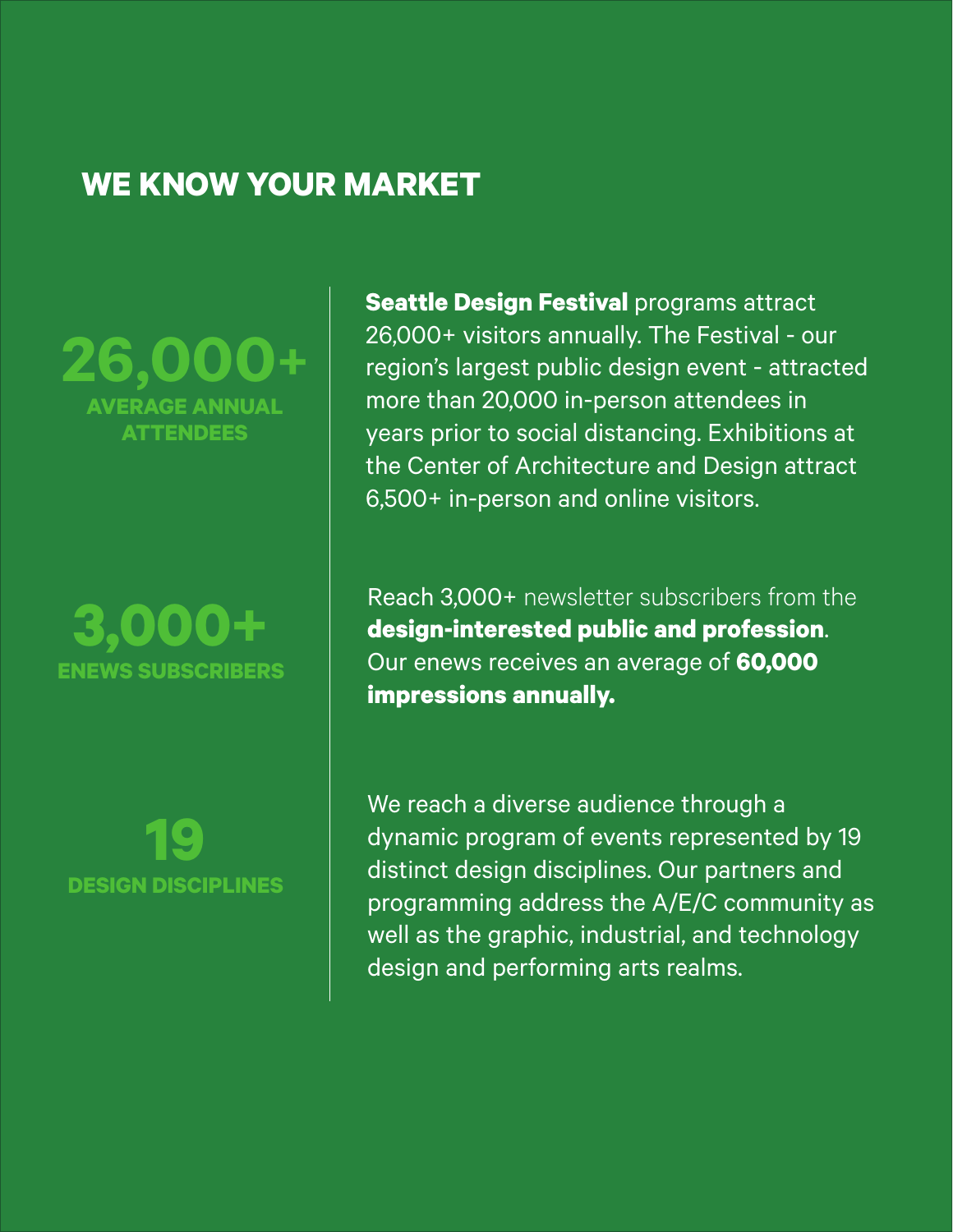## WE KNOW YOUR MARKET

**26,000+**
**AVERAGE ANNUAL ATTENDEES**

**Seattle Design Festival** programs attract 26,000+ visitors annually. The Festival - our region's largest public design event - attracted more than 20,000 in-person attendees in years prior to social distancing. Exhibitions at the Center of Architecture and Design attract 6,500+ in-person and online visitors.

**3,000+**
**ENEWS SUBSCRIBERS**

Reach 3,000+ newsletter subscribers from the **design-interested public and profession**. Our enews receives an average of **60,000 impressions annually.**

**19**
**DESIGN DISCIPLINES**

We reach a diverse audience through a dynamic program of events represented by 19 distinct design disciplines. Our partners and programming address the A/E/C community as well as the graphic, industrial, and technology design and performing arts realms.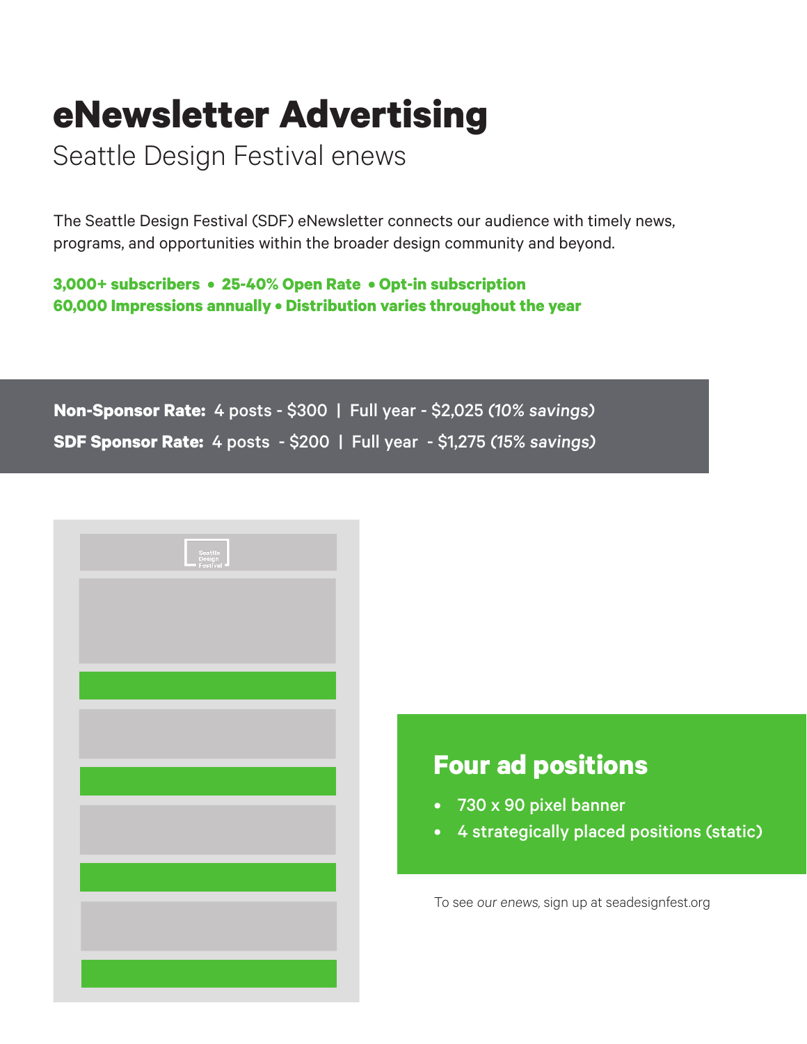# eNewsletter Advertising

## Seattle Design Festival enews

The Seattle Design Festival (SDF) eNewsletter connects our audience with timely news, programs, and opportunities within the broader design community and beyond.

**3,000+ subscribers • 25-40% Open Rate • Opt-in subscription**
**60,000 Impressions annually • Distribution varies throughout the year**

**Non-Sponsor Rate:** 4 posts - $300 | Full year - $2,025 *(10% savings)*
**SDF Sponsor Rate:** 4 posts - $200 | Full year - $1,275 *(15% savings)*

## Four ad positions

- 730 x 90 pixel banner
- 4 strategically placed positions (static)

To see *our enews*, sign up at seadesignfest.org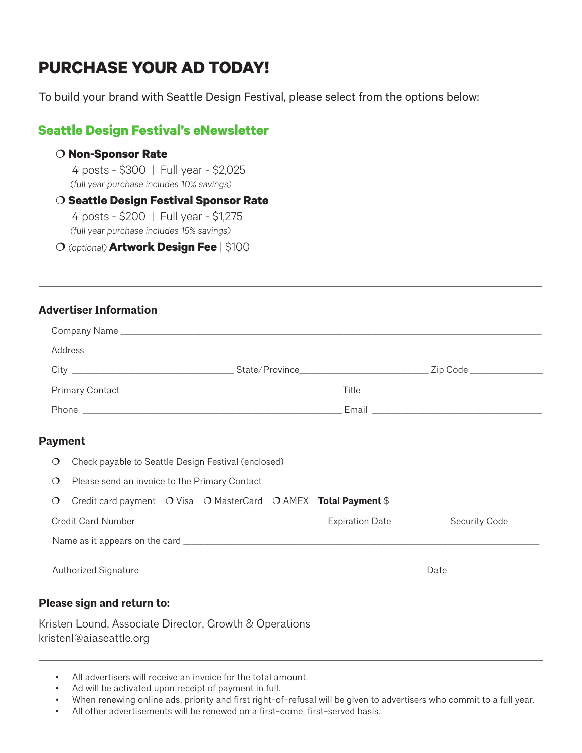# PURCHASE YOUR AD TODAY!

To build your brand with Seattle Design Festival, please select from the options below:

## Seattle Design Festival's eNewsletter

❍ **Non-Sponsor Rate**
4 posts - $300 | Full year - $2,025
*(full year purchase includes 10% savings)*

❍ **Seattle Design Festival Sponsor Rate**
4 posts - $200 | Full year - $1,275
*(full year purchase includes 15% savings)*

❍ *(optional)* **Artwork Design Fee** | $100

---

### Advertiser Information

Company Name ______________________________________________

Address ______________________________________________

City ____________________ State/Province ____________________ Zip Code ______________

Primary Contact ______________________________ Title ______________________________

Phone ______________________________ Email ______________________________

### Payment

❍ Check payable to Seattle Design Festival (enclosed)

❍ Please send an invoice to the Primary Contact

❍ Credit card payment ❍ Visa ❍ MasterCard ❍ AMEX **Total Payment** $ ______________________

Credit Card Number ______________________________ Expiration Date ___________ Security Code _______

Name as it appears on the card ______________________________________________

Authorized Signature ______________________________________________ Date ______________

### Please sign and return to:

Kristen Lound, Associate Director, Growth & Operations
kristenl@aiaseattle.org

---

- All advertisers will receive an invoice for the total amount.
- Ad will be activated upon receipt of payment in full.
- When renewing online ads, priority and first right-of-refusal will be given to advertisers who commit to a full year.
- All other advertisements will be renewed on a first-come, first-served basis.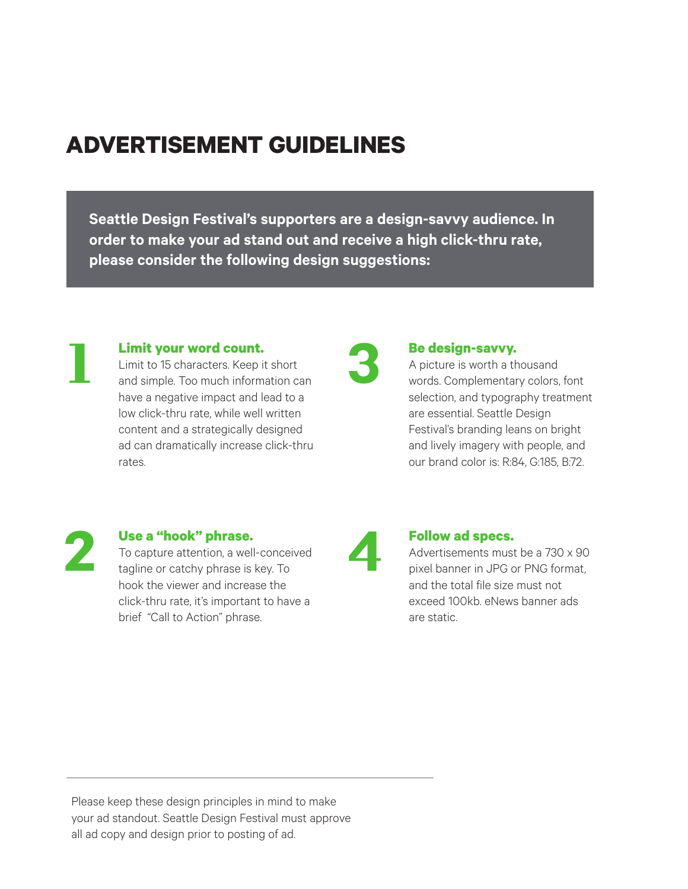# ADVERTISEMENT GUIDELINES

**Seattle Design Festival's supporters are a design-savvy audience. In order to make your ad stand out and receive a high click-thru rate, please consider the following design suggestions:**

## 1

### Limit your word count.

Limit to 15 characters. Keep it short and simple. Too much information can have a negative impact and lead to a low click-thru rate, while well written content and a strategically designed ad can dramatically increase click-thru rates.

## 2

### Use a "hook" phrase.

To capture attention, a well-conceived tagline or catchy phrase is key. To hook the viewer and increase the click-thru rate, it's important to have a brief "Call to Action" phrase.

## 3

### Be design-savvy.

A picture is worth a thousand words. Complementary colors, font selection, and typography treatment are essential. Seattle Design Festival's branding leans on bright and lively imagery with people, and our brand color is: R:84, G:185, B:72.

## 4

### Follow ad specs.

Advertisements must be a 730 x 90 pixel banner in JPG or PNG format, and the total file size must not exceed 100kb. eNews banner ads are static.

---

Please keep these design principles in mind to make your ad standout. Seattle Design Festival must approve all ad copy and design prior to posting of ad.